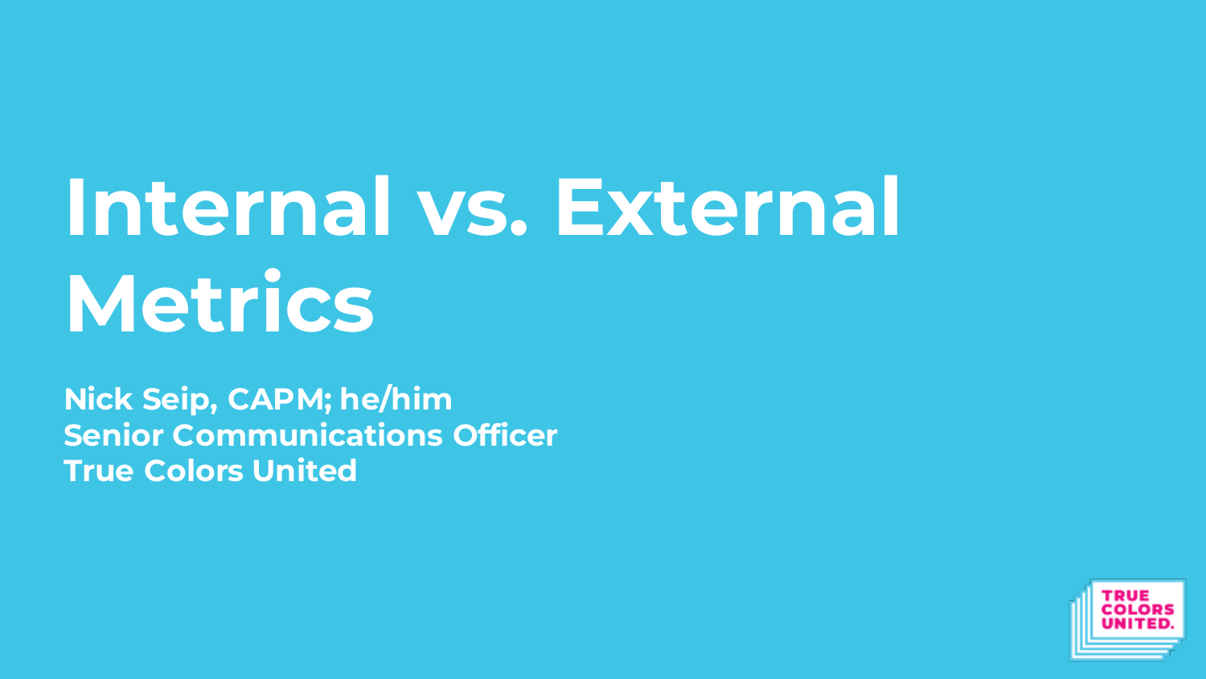# Internal vs. External Metrics

**Nick Seip, CAPM; he/him**
**Senior Communications Officer**
**True Colors United**

TRUE COLORS UNITED.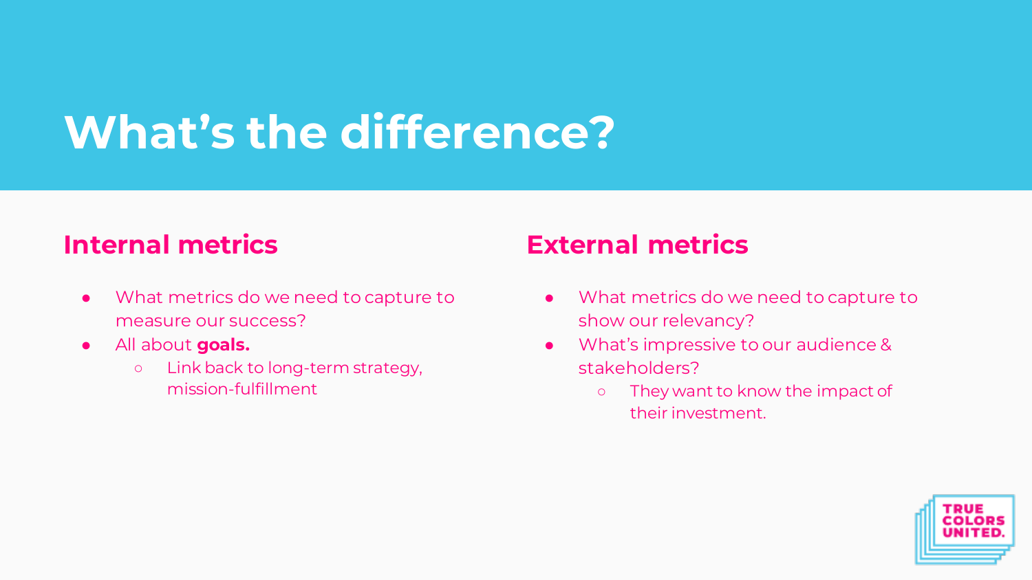# What's the difference?

## Internal metrics

- What metrics do we need to capture to measure our success?
- All about **goals.**
  - Link back to long-term strategy, mission-fulfillment

## External metrics

- What metrics do we need to capture to show our relevancy?
- What's impressive to our audience & stakeholders?
  - They want to know the impact of their investment.

TRUE COLORS UNITED.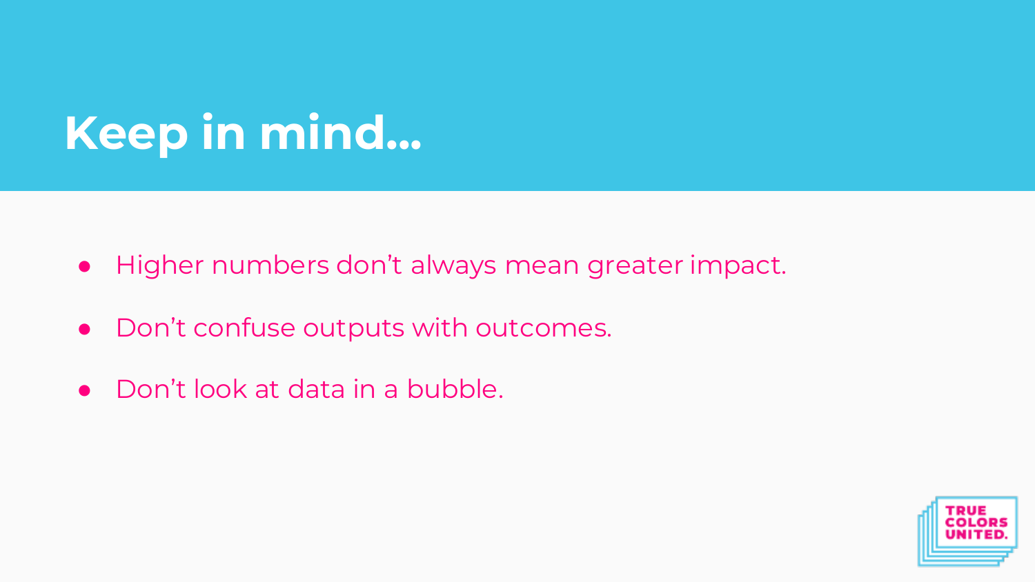# Keep in mind...

- Higher numbers don’t always mean greater impact.
- Don’t confuse outputs with outcomes.
- Don’t look at data in a bubble.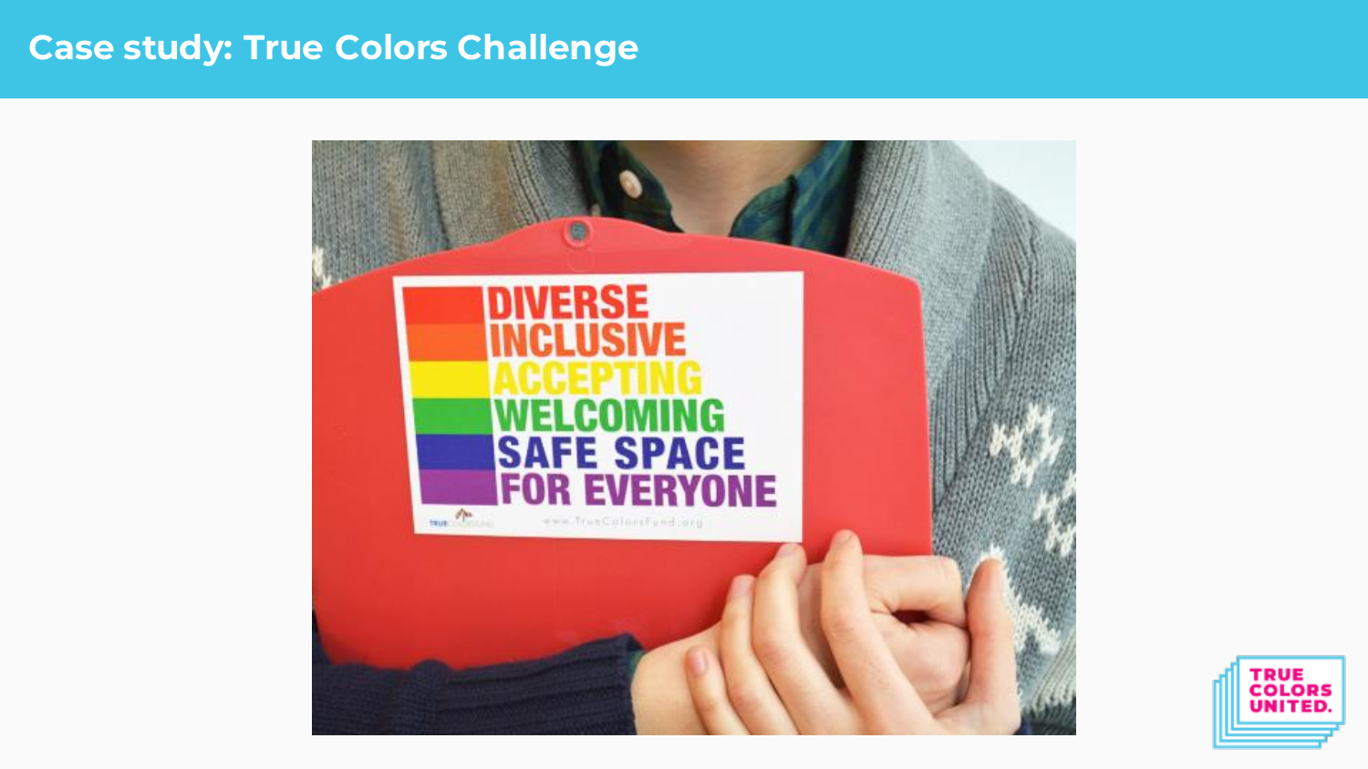# Case study: True Colors Challenge

DIVERSE
INCLUSIVE
ACCEPTING
WELCOMING
SAFE SPACE
FOR EVERYONE

www.TrueColorsFund.org

TRUE COLORS UNITED.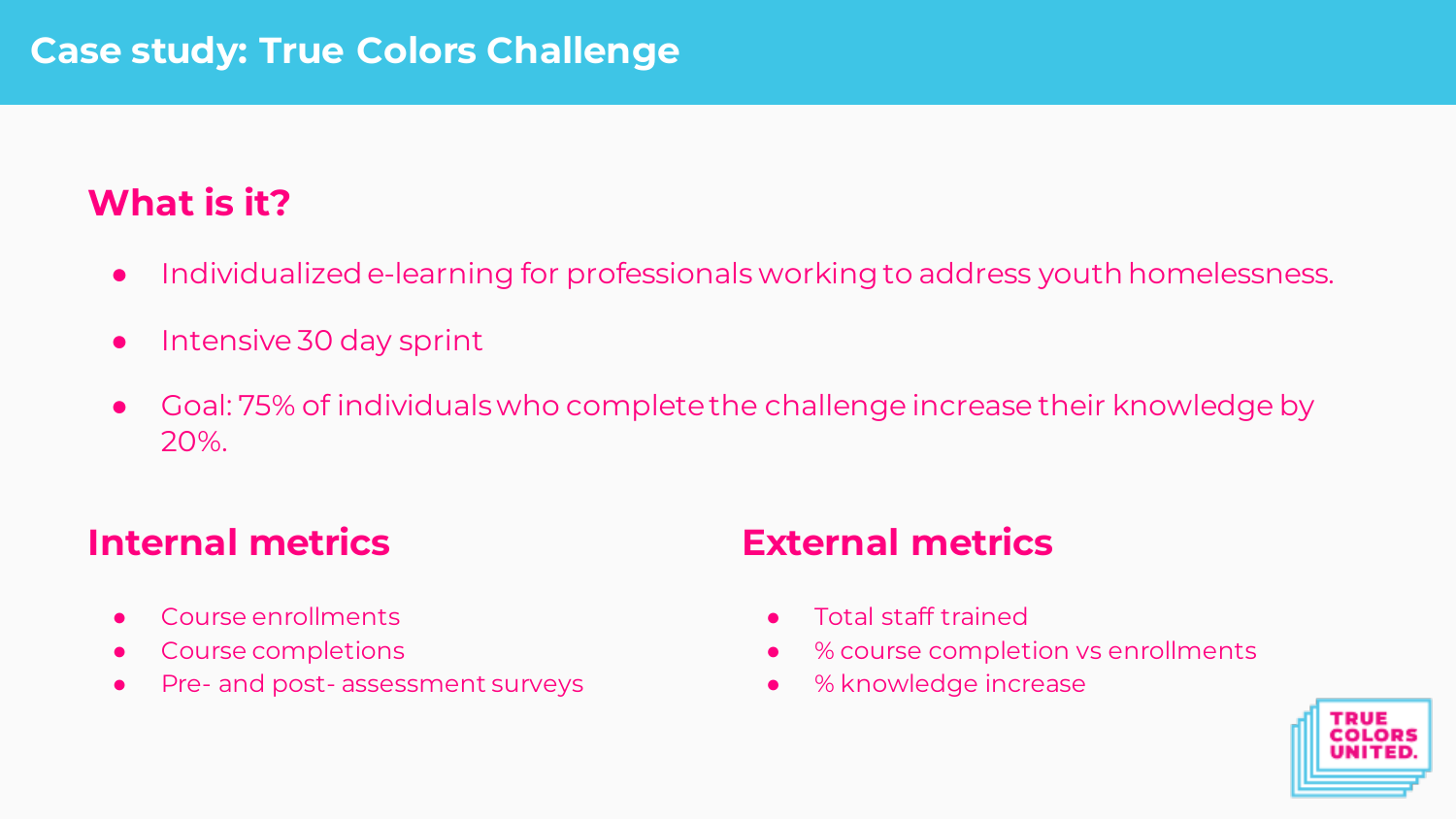# Case study: True Colors Challenge

## What is it?

- Individualized e-learning for professionals working to address youth homelessness.
- Intensive 30 day sprint
- Goal: 75% of individuals who complete the challenge increase their knowledge by 20%.

## Internal metrics

- Course enrollments
- Course completions
- Pre- and post- assessment surveys

## External metrics

- Total staff trained
- % course completion vs enrollments
- % knowledge increase

TRUE COLORS UNITED.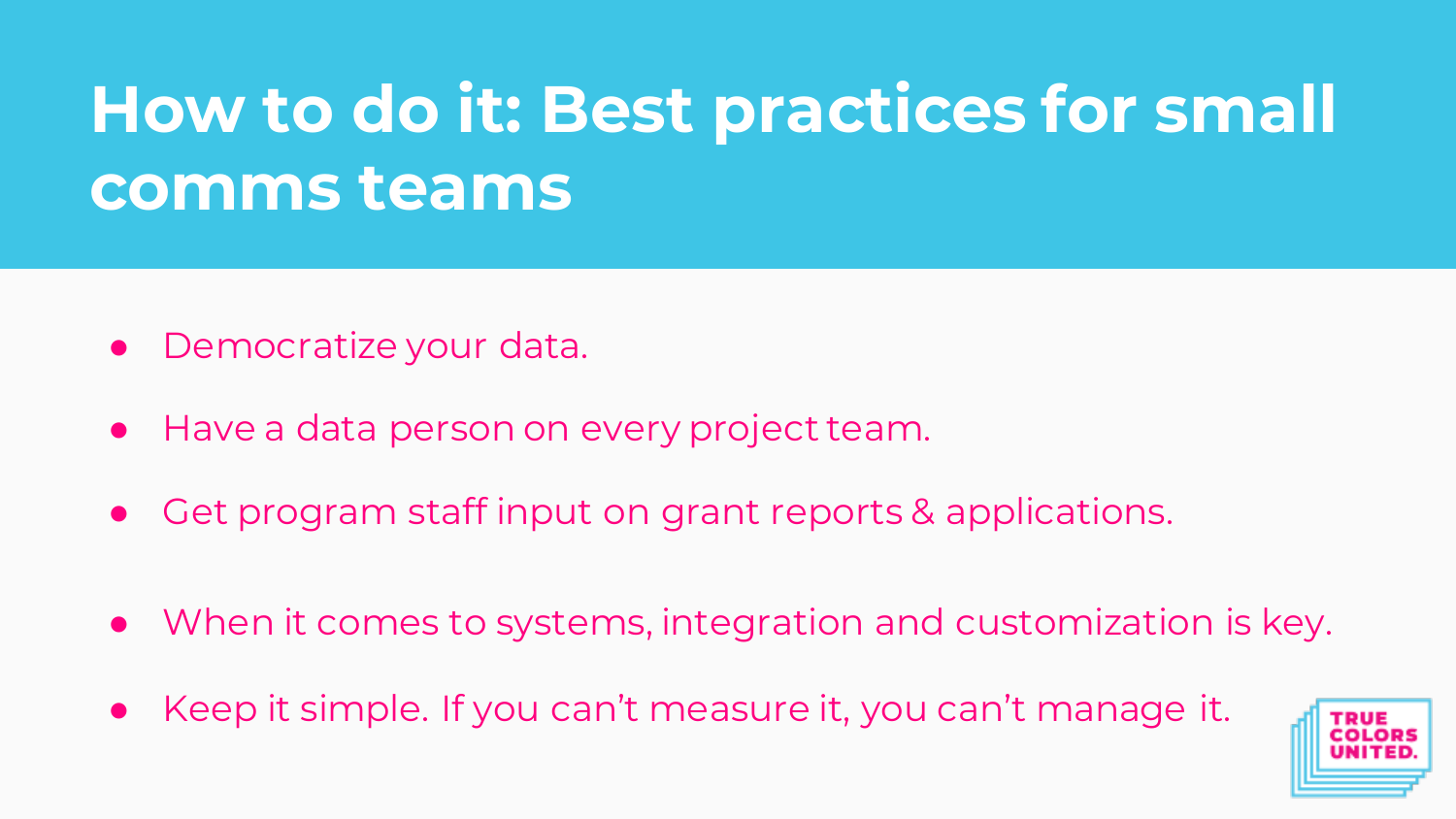# How to do it: Best practices for small comms teams

- Democratize your data.
- Have a data person on every project team.
- Get program staff input on grant reports & applications.
- When it comes to systems, integration and customization is key.
- Keep it simple. If you can't measure it, you can't manage it.

TRUE COLORS UNITED.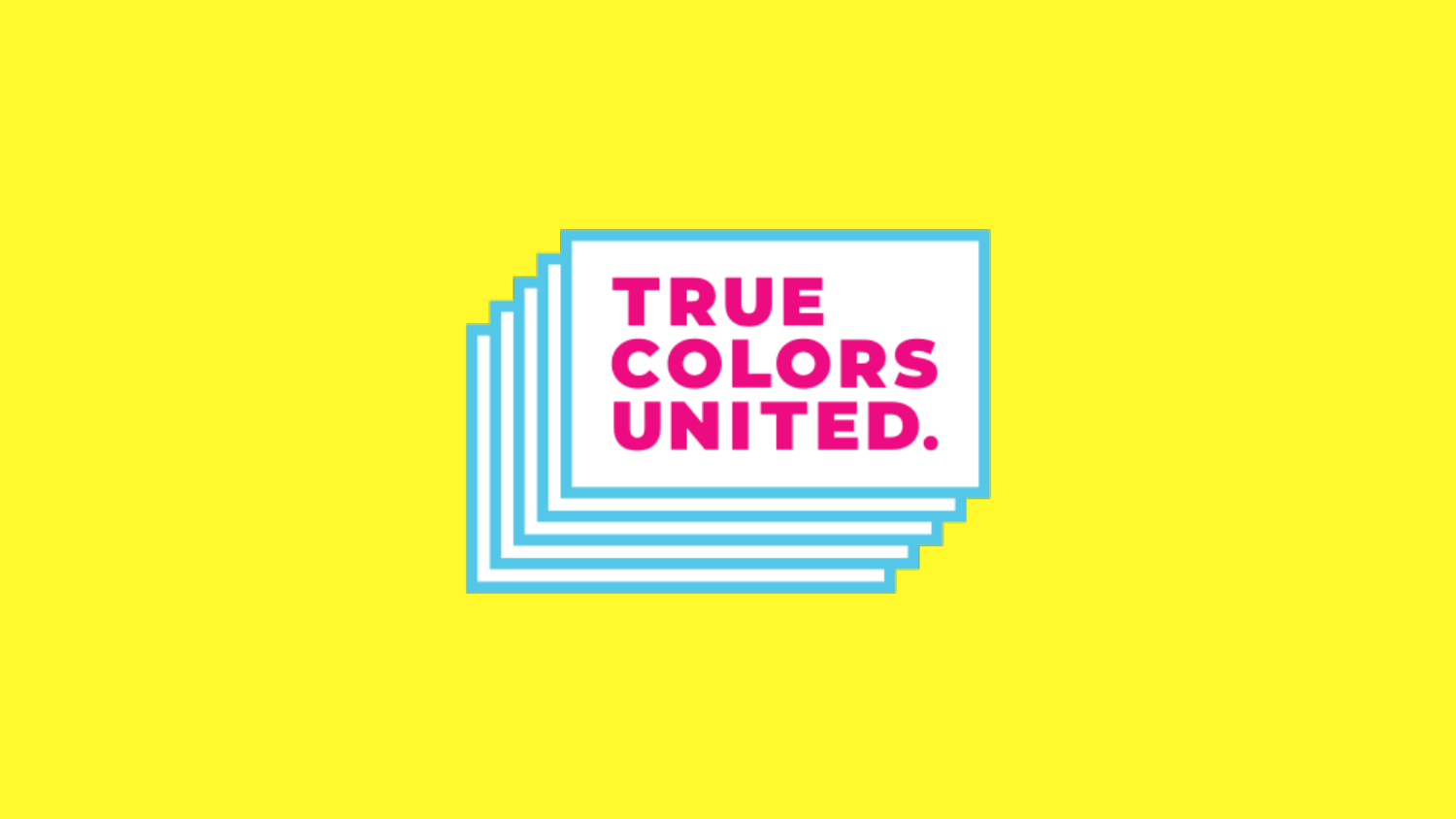TRUE COLORS UNITED.